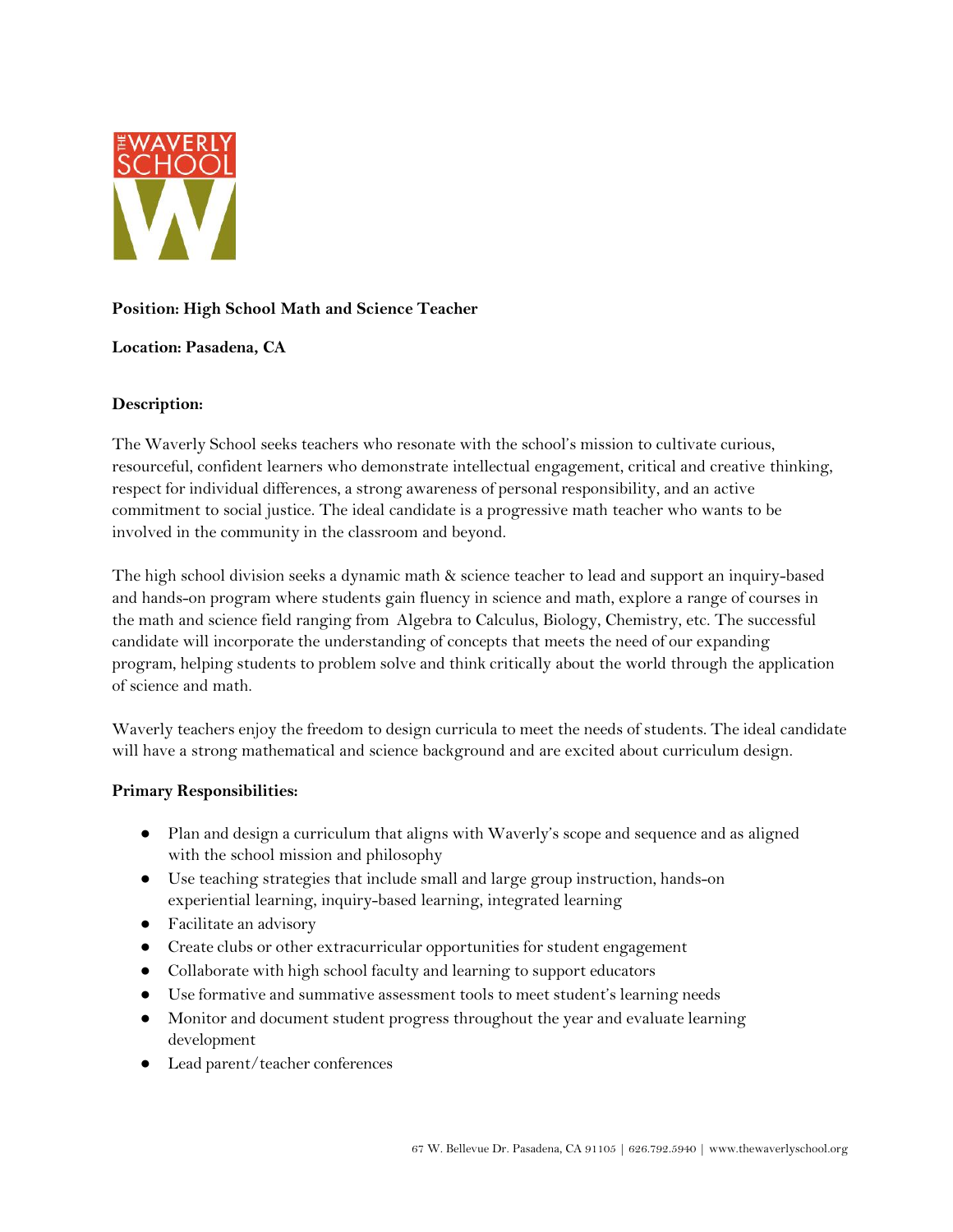**Position: High School Math and Science Teacher**

**Location: Pasadena, CA**

**Description:**

The Waverly School seeks teachers who resonate with the school's mission to cultivate curious, resourceful, confident learners who demonstrate intellectual engagement, critical and creative thinking, respect for individual differences, a strong awareness of personal responsibility, and an active commitment to social justice. The ideal candidate is a progressive math teacher who wants to be involved in the community in the classroom and beyond.

The high school division seeks a dynamic math & science teacher to lead and support an inquiry-based and hands-on program where students gain fluency in science and math, explore a range of courses in the math and science field ranging from Algebra to Calculus, Biology, Chemistry, etc. The successful candidate will incorporate the understanding of concepts that meets the need of our expanding program, helping students to problem solve and think critically about the world through the application of science and math.

Waverly teachers enjoy the freedom to design curricula to meet the needs of students. The ideal candidate will have a strong mathematical and science background and are excited about curriculum design.

**Primary Responsibilities:**

- Plan and design a curriculum that aligns with Waverly's scope and sequence and as aligned with the school mission and philosophy
- Use teaching strategies that include small and large group instruction, hands-on experiential learning, inquiry-based learning, integrated learning
- Facilitate an advisory
- Create clubs or other extracurricular opportunities for student engagement
- Collaborate with high school faculty and learning to support educators
- Use formative and summative assessment tools to meet student's learning needs
- Monitor and document student progress throughout the year and evaluate learning development
- Lead parent/teacher conferences

67 W. Bellevue Dr. Pasadena, CA 91105 | 626.792.5940 | www.thewaverlyschool.org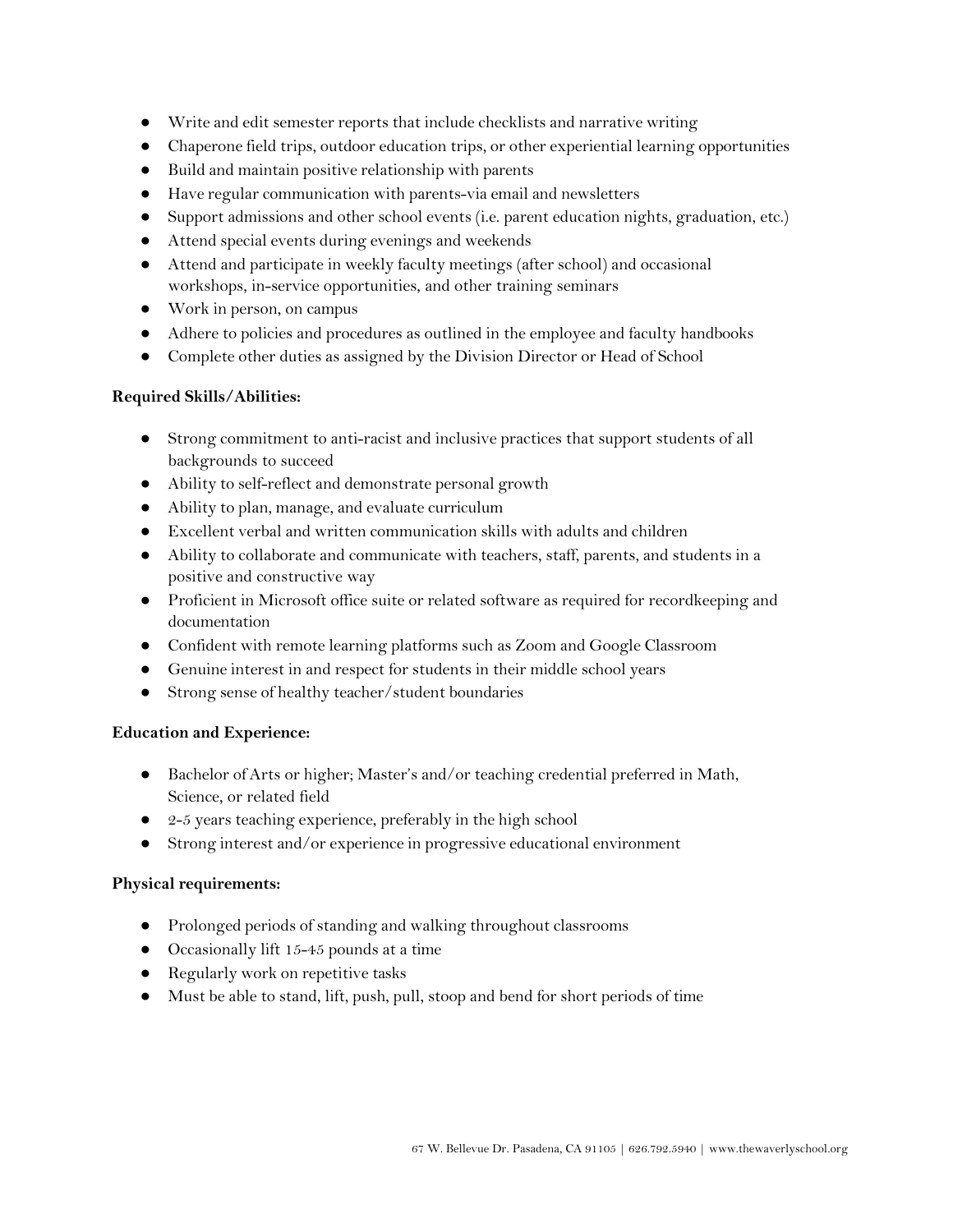- Write and edit semester reports that include checklists and narrative writing
- Chaperone field trips, outdoor education trips, or other experiential learning opportunities
- Build and maintain positive relationship with parents
- Have regular communication with parents-via email and newsletters
- Support admissions and other school events (i.e. parent education nights, graduation, etc.)
- Attend special events during evenings and weekends
- Attend and participate in weekly faculty meetings (after school) and occasional workshops, in-service opportunities, and other training seminars
- Work in person, on campus
- Adhere to policies and procedures as outlined in the employee and faculty handbooks
- Complete other duties as assigned by the Division Director or Head of School

**Required Skills/Abilities:**

- Strong commitment to anti-racist and inclusive practices that support students of all backgrounds to succeed
- Ability to self-reflect and demonstrate personal growth
- Ability to plan, manage, and evaluate curriculum
- Excellent verbal and written communication skills with adults and children
- Ability to collaborate and communicate with teachers, staff, parents, and students in a positive and constructive way
- Proficient in Microsoft office suite or related software as required for recordkeeping and documentation
- Confident with remote learning platforms such as Zoom and Google Classroom
- Genuine interest in and respect for students in their middle school years
- Strong sense of healthy teacher/student boundaries

**Education and Experience:**

- Bachelor of Arts or higher; Master's and/or teaching credential preferred in Math, Science, or related field
- 2-5 years teaching experience, preferably in the high school
- Strong interest and/or experience in progressive educational environment

**Physical requirements:**

- Prolonged periods of standing and walking throughout classrooms
- Occasionally lift 15-45 pounds at a time
- Regularly work on repetitive tasks
- Must be able to stand, lift, push, pull, stoop and bend for short periods of time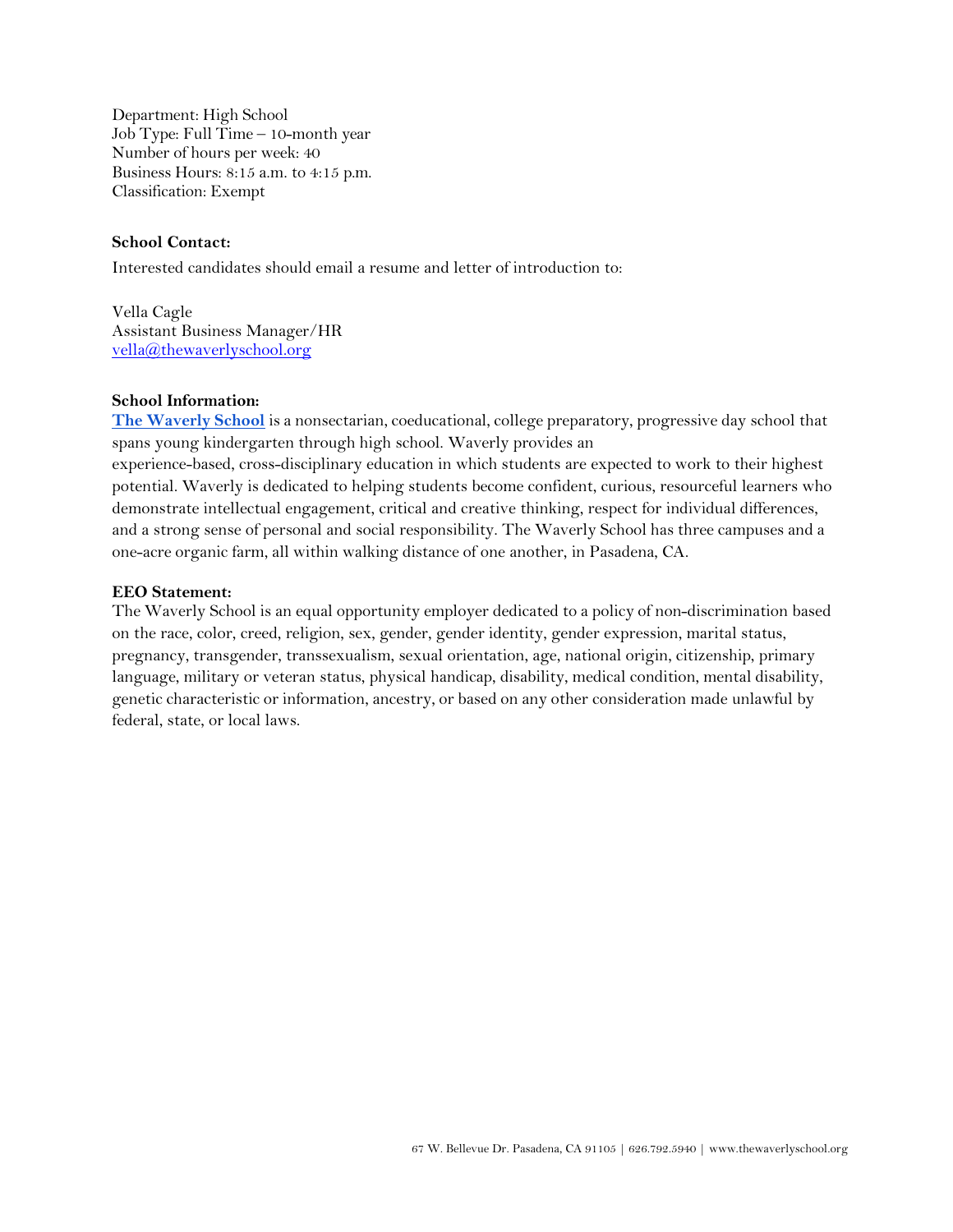Department: High School
Job Type: Full Time – 10-month year
Number of hours per week: 40
Business Hours: 8:15 a.m. to 4:15 p.m.
Classification: Exempt

**School Contact:**

Interested candidates should email a resume and letter of introduction to:

Vella Cagle
Assistant Business Manager/HR
vella@thewaverlyschool.org

**School Information:**
**The Waverly School** is a nonsectarian, coeducational, college preparatory, progressive day school that spans young kindergarten through high school. Waverly provides an experience-based, cross-disciplinary education in which students are expected to work to their highest potential. Waverly is dedicated to helping students become confident, curious, resourceful learners who demonstrate intellectual engagement, critical and creative thinking, respect for individual differences, and a strong sense of personal and social responsibility. The Waverly School has three campuses and a one-acre organic farm, all within walking distance of one another, in Pasadena, CA.

**EEO Statement:**
The Waverly School is an equal opportunity employer dedicated to a policy of non-discrimination based on the race, color, creed, religion, sex, gender, gender identity, gender expression, marital status, pregnancy, transgender, transsexualism, sexual orientation, age, national origin, citizenship, primary language, military or veteran status, physical handicap, disability, medical condition, mental disability, genetic characteristic or information, ancestry, or based on any other consideration made unlawful by federal, state, or local laws.